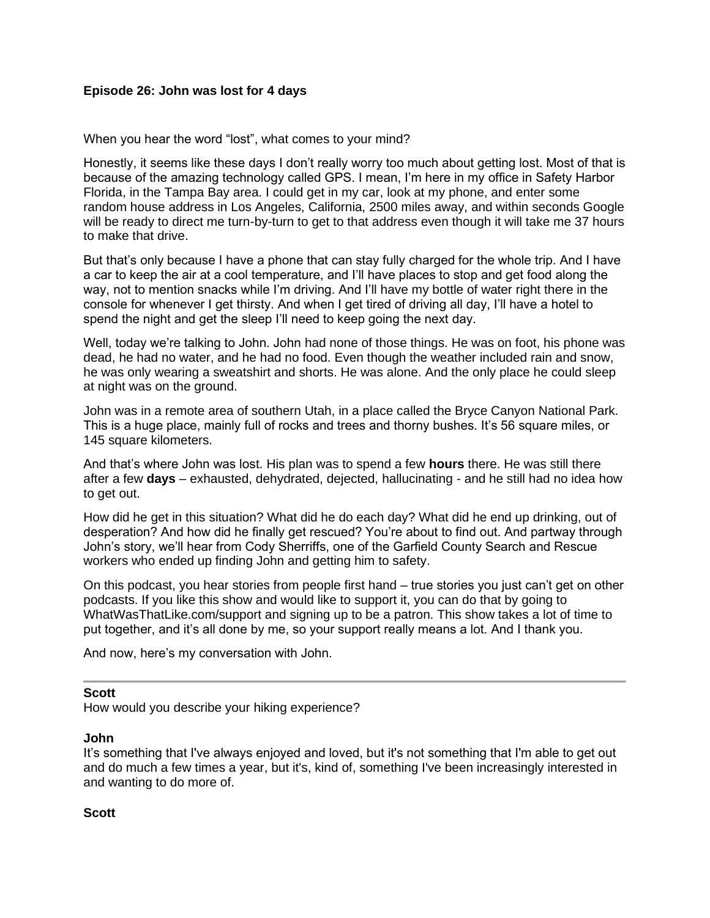**Episode 26: John was lost for 4 days**

When you hear the word "lost", what comes to your mind?

Honestly, it seems like these days I don't really worry too much about getting lost. Most of that is because of the amazing technology called GPS. I mean, I'm here in my office in Safety Harbor Florida, in the Tampa Bay area. I could get in my car, look at my phone, and enter some random house address in Los Angeles, California, 2500 miles away, and within seconds Google will be ready to direct me turn-by-turn to get to that address even though it will take me 37 hours to make that drive.

But that's only because I have a phone that can stay fully charged for the whole trip. And I have a car to keep the air at a cool temperature, and I'll have places to stop and get food along the way, not to mention snacks while I'm driving. And I'll have my bottle of water right there in the console for whenever I get thirsty. And when I get tired of driving all day, I'll have a hotel to spend the night and get the sleep I'll need to keep going the next day.

Well, today we're talking to John. John had none of those things. He was on foot, his phone was dead, he had no water, and he had no food. Even though the weather included rain and snow, he was only wearing a sweatshirt and shorts. He was alone. And the only place he could sleep at night was on the ground.

John was in a remote area of southern Utah, in a place called the Bryce Canyon National Park. This is a huge place, mainly full of rocks and trees and thorny bushes. It's 56 square miles, or 145 square kilometers.

And that's where John was lost. His plan was to spend a few **hours** there. He was still there after a few **days** – exhausted, dehydrated, dejected, hallucinating - and he still had no idea how to get out.

How did he get in this situation? What did he do each day? What did he end up drinking, out of desperation? And how did he finally get rescued? You're about to find out. And partway through John's story, we'll hear from Cody Sherriffs, one of the Garfield County Search and Rescue workers who ended up finding John and getting him to safety.

On this podcast, you hear stories from people first hand – true stories you just can't get on other podcasts. If you like this show and would like to support it, you can do that by going to WhatWasThatLike.com/support and signing up to be a patron. This show takes a lot of time to put together, and it's all done by me, so your support really means a lot. And I thank you.

And now, here's my conversation with John.

---

**Scott**
How would you describe your hiking experience?

**John**
It's something that I've always enjoyed and loved, but it's not something that I'm able to get out and do much a few times a year, but it's, kind of, something I've been increasingly interested in and wanting to do more of.

**Scott**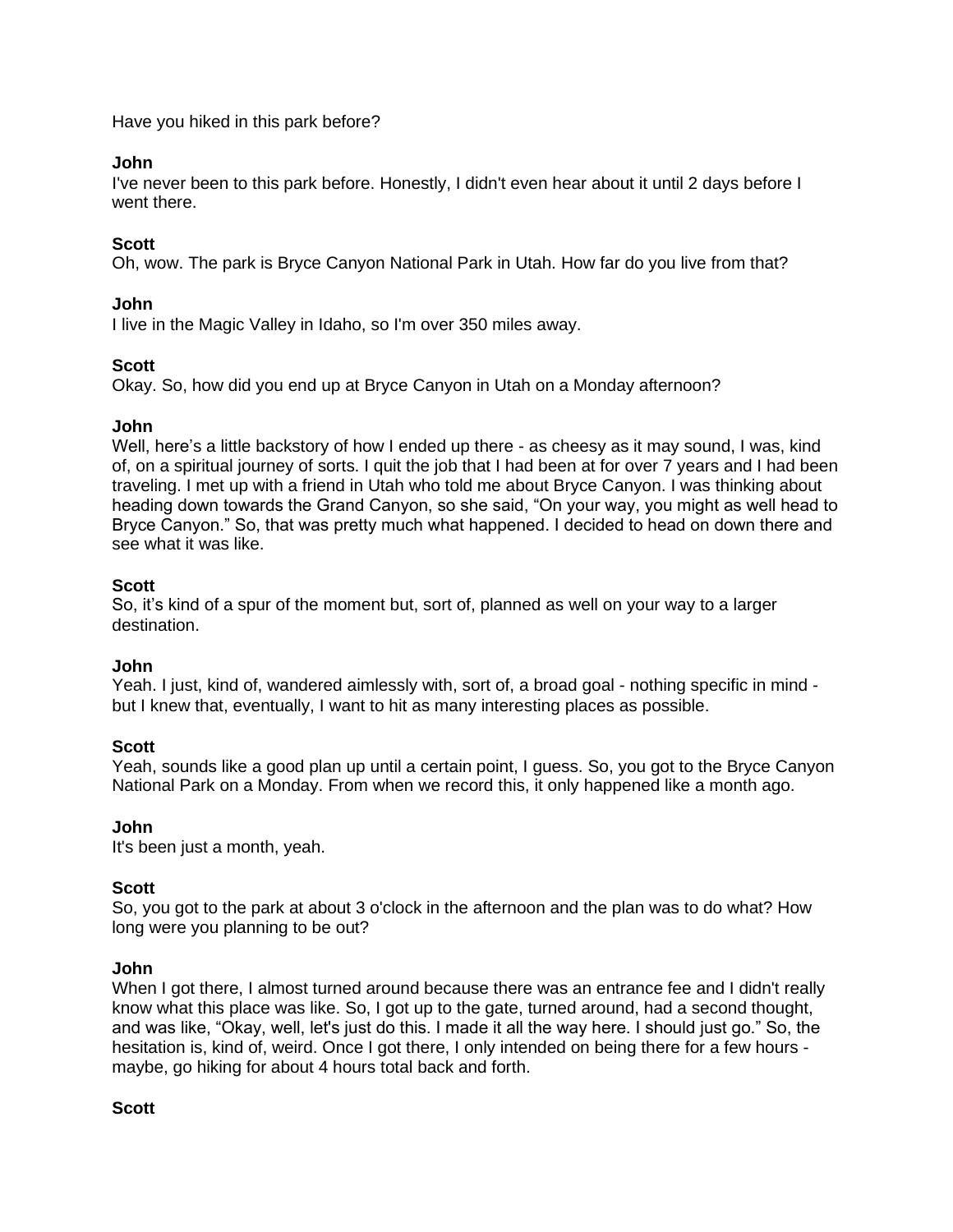Have you hiked in this park before?

**John**
I've never been to this park before. Honestly, I didn't even hear about it until 2 days before I went there.

**Scott**
Oh, wow. The park is Bryce Canyon National Park in Utah. How far do you live from that?

**John**
I live in the Magic Valley in Idaho, so I'm over 350 miles away.

**Scott**
Okay. So, how did you end up at Bryce Canyon in Utah on a Monday afternoon?

**John**
Well, here's a little backstory of how I ended up there - as cheesy as it may sound, I was, kind of, on a spiritual journey of sorts. I quit the job that I had been at for over 7 years and I had been traveling. I met up with a friend in Utah who told me about Bryce Canyon. I was thinking about heading down towards the Grand Canyon, so she said, "On your way, you might as well head to Bryce Canyon." So, that was pretty much what happened. I decided to head on down there and see what it was like.

**Scott**
So, it's kind of a spur of the moment but, sort of, planned as well on your way to a larger destination.

**John**
Yeah. I just, kind of, wandered aimlessly with, sort of, a broad goal - nothing specific in mind - but I knew that, eventually, I want to hit as many interesting places as possible.

**Scott**
Yeah, sounds like a good plan up until a certain point, I guess. So, you got to the Bryce Canyon National Park on a Monday. From when we record this, it only happened like a month ago.

**John**
It's been just a month, yeah.

**Scott**
So, you got to the park at about 3 o'clock in the afternoon and the plan was to do what? How long were you planning to be out?

**John**
When I got there, I almost turned around because there was an entrance fee and I didn't really know what this place was like. So, I got up to the gate, turned around, had a second thought, and was like, "Okay, well, let's just do this. I made it all the way here. I should just go." So, the hesitation is, kind of, weird. Once I got there, I only intended on being there for a few hours - maybe, go hiking for about 4 hours total back and forth.

**Scott**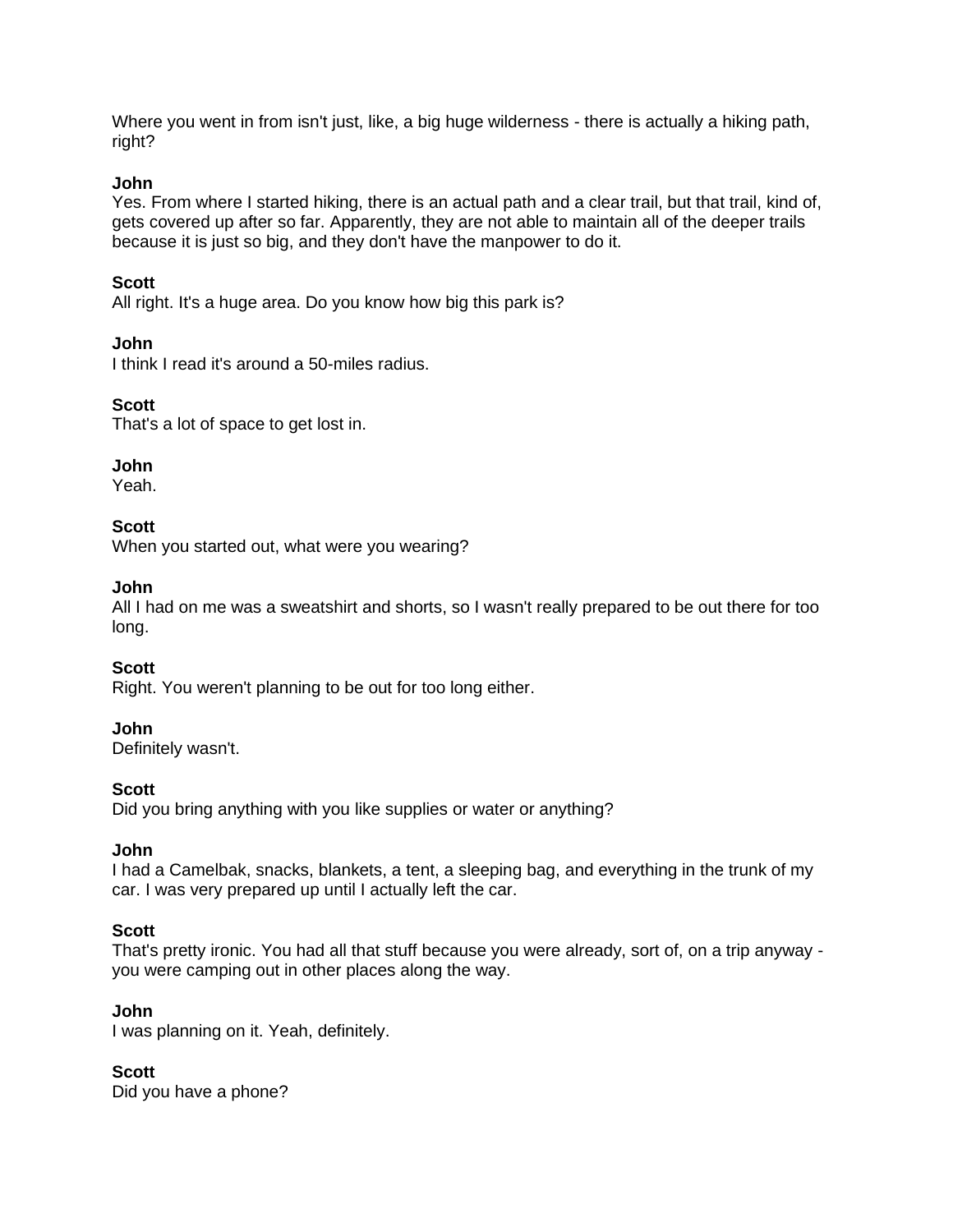Where you went in from isn't just, like, a big huge wilderness - there is actually a hiking path, right?

**John**
Yes. From where I started hiking, there is an actual path and a clear trail, but that trail, kind of, gets covered up after so far. Apparently, they are not able to maintain all of the deeper trails because it is just so big, and they don't have the manpower to do it.

**Scott**
All right. It's a huge area. Do you know how big this park is?

**John**
I think I read it's around a 50-miles radius.

**Scott**
That's a lot of space to get lost in.

**John**
Yeah.

**Scott**
When you started out, what were you wearing?

**John**
All I had on me was a sweatshirt and shorts, so I wasn't really prepared to be out there for too long.

**Scott**
Right. You weren't planning to be out for too long either.

**John**
Definitely wasn't.

**Scott**
Did you bring anything with you like supplies or water or anything?

**John**
I had a Camelbak, snacks, blankets, a tent, a sleeping bag, and everything in the trunk of my car. I was very prepared up until I actually left the car.

**Scott**
That's pretty ironic. You had all that stuff because you were already, sort of, on a trip anyway - you were camping out in other places along the way.

**John**
I was planning on it. Yeah, definitely.

**Scott**
Did you have a phone?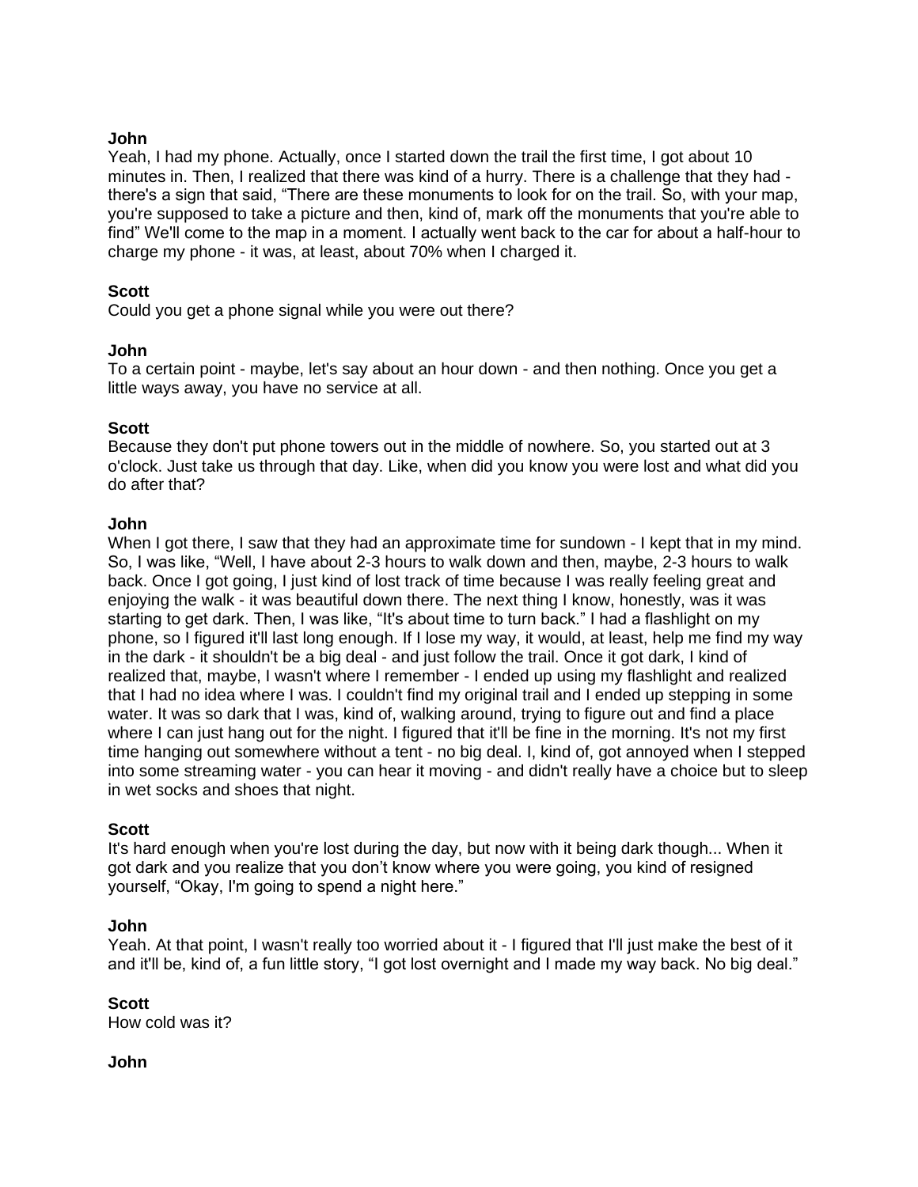**John**
Yeah, I had my phone. Actually, once I started down the trail the first time, I got about 10 minutes in. Then, I realized that there was kind of a hurry. There is a challenge that they had - there's a sign that said, “There are these monuments to look for on the trail. So, with your map, you're supposed to take a picture and then, kind of, mark off the monuments that you're able to find” We'll come to the map in a moment. I actually went back to the car for about a half-hour to charge my phone - it was, at least, about 70% when I charged it.

**Scott**
Could you get a phone signal while you were out there?

**John**
To a certain point - maybe, let's say about an hour down - and then nothing. Once you get a little ways away, you have no service at all.

**Scott**
Because they don't put phone towers out in the middle of nowhere. So, you started out at 3 o'clock. Just take us through that day. Like, when did you know you were lost and what did you do after that?

**John**
When I got there, I saw that they had an approximate time for sundown - I kept that in my mind. So, I was like, “Well, I have about 2-3 hours to walk down and then, maybe, 2-3 hours to walk back. Once I got going, I just kind of lost track of time because I was really feeling great and enjoying the walk - it was beautiful down there. The next thing I know, honestly, was it was starting to get dark. Then, I was like, “It's about time to turn back.” I had a flashlight on my phone, so I figured it'll last long enough. If I lose my way, it would, at least, help me find my way in the dark - it shouldn't be a big deal - and just follow the trail. Once it got dark, I kind of realized that, maybe, I wasn't where I remember - I ended up using my flashlight and realized that I had no idea where I was. I couldn't find my original trail and I ended up stepping in some water. It was so dark that I was, kind of, walking around, trying to figure out and find a place where I can just hang out for the night. I figured that it'll be fine in the morning. It's not my first time hanging out somewhere without a tent - no big deal. I, kind of, got annoyed when I stepped into some streaming water - you can hear it moving - and didn't really have a choice but to sleep in wet socks and shoes that night.

**Scott**
It's hard enough when you're lost during the day, but now with it being dark though... When it got dark and you realize that you don’t know where you were going, you kind of resigned yourself, “Okay, I'm going to spend a night here.”

**John**
Yeah. At that point, I wasn't really too worried about it - I figured that I'll just make the best of it and it'll be, kind of, a fun little story, “I got lost overnight and I made my way back. No big deal.”

**Scott**
How cold was it?

**John**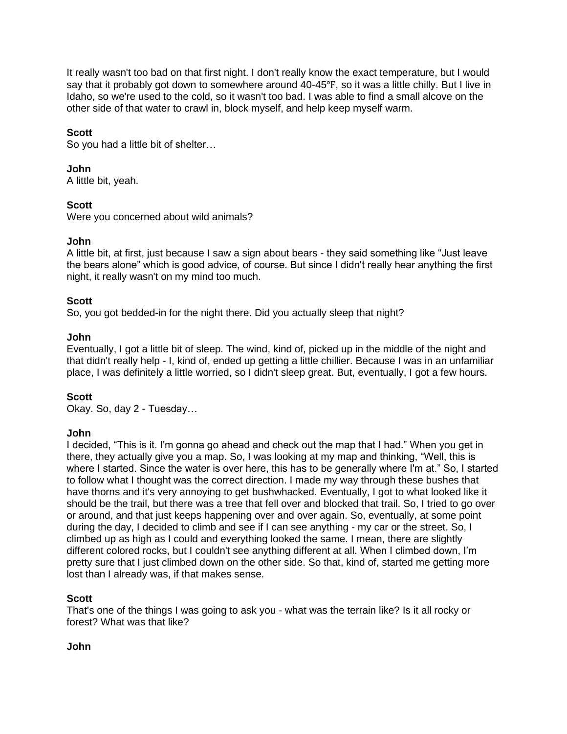It really wasn't too bad on that first night. I don't really know the exact temperature, but I would say that it probably got down to somewhere around 40-45℉, so it was a little chilly. But I live in Idaho, so we're used to the cold, so it wasn't too bad. I was able to find a small alcove on the other side of that water to crawl in, block myself, and help keep myself warm.

**Scott**
So you had a little bit of shelter…

**John**
A little bit, yeah.

**Scott**
Were you concerned about wild animals?

**John**
A little bit, at first, just because I saw a sign about bears - they said something like "Just leave the bears alone" which is good advice, of course. But since I didn't really hear anything the first night, it really wasn't on my mind too much.

**Scott**
So, you got bedded-in for the night there. Did you actually sleep that night?

**John**
Eventually, I got a little bit of sleep. The wind, kind of, picked up in the middle of the night and that didn't really help - I, kind of, ended up getting a little chillier. Because I was in an unfamiliar place, I was definitely a little worried, so I didn't sleep great. But, eventually, I got a few hours.

**Scott**
Okay. So, day 2 - Tuesday…

**John**
I decided, "This is it. I'm gonna go ahead and check out the map that I had." When you get in there, they actually give you a map. So, I was looking at my map and thinking, "Well, this is where I started. Since the water is over here, this has to be generally where I'm at." So, I started to follow what I thought was the correct direction. I made my way through these bushes that have thorns and it's very annoying to get bushwhacked. Eventually, I got to what looked like it should be the trail, but there was a tree that fell over and blocked that trail. So, I tried to go over or around, and that just keeps happening over and over again. So, eventually, at some point during the day, I decided to climb and see if I can see anything - my car or the street. So, I climbed up as high as I could and everything looked the same. I mean, there are slightly different colored rocks, but I couldn't see anything different at all. When I climbed down, I'm pretty sure that I just climbed down on the other side. So that, kind of, started me getting more lost than I already was, if that makes sense.

**Scott**
That's one of the things I was going to ask you - what was the terrain like? Is it all rocky or forest? What was that like?

**John**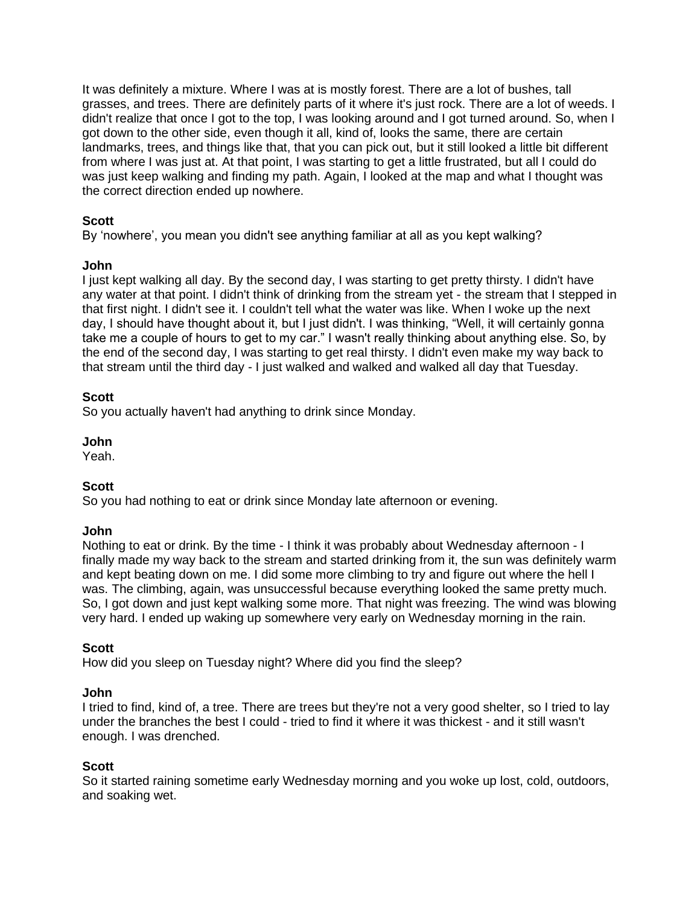It was definitely a mixture. Where I was at is mostly forest. There are a lot of bushes, tall grasses, and trees. There are definitely parts of it where it's just rock. There are a lot of weeds. I didn't realize that once I got to the top, I was looking around and I got turned around. So, when I got down to the other side, even though it all, kind of, looks the same, there are certain landmarks, trees, and things like that, that you can pick out, but it still looked a little bit different from where I was just at. At that point, I was starting to get a little frustrated, but all I could do was just keep walking and finding my path. Again, I looked at the map and what I thought was the correct direction ended up nowhere.

**Scott**
By 'nowhere', you mean you didn't see anything familiar at all as you kept walking?

**John**
I just kept walking all day. By the second day, I was starting to get pretty thirsty. I didn't have any water at that point. I didn't think of drinking from the stream yet - the stream that I stepped in that first night. I didn't see it. I couldn't tell what the water was like. When I woke up the next day, I should have thought about it, but I just didn't. I was thinking, "Well, it will certainly gonna take me a couple of hours to get to my car." I wasn't really thinking about anything else. So, by the end of the second day, I was starting to get real thirsty. I didn't even make my way back to that stream until the third day - I just walked and walked and walked all day that Tuesday.

**Scott**
So you actually haven't had anything to drink since Monday.

**John**
Yeah.

**Scott**
So you had nothing to eat or drink since Monday late afternoon or evening.

**John**
Nothing to eat or drink. By the time - I think it was probably about Wednesday afternoon - I finally made my way back to the stream and started drinking from it, the sun was definitely warm and kept beating down on me. I did some more climbing to try and figure out where the hell I was. The climbing, again, was unsuccessful because everything looked the same pretty much. So, I got down and just kept walking some more. That night was freezing. The wind was blowing very hard. I ended up waking up somewhere very early on Wednesday morning in the rain.

**Scott**
How did you sleep on Tuesday night? Where did you find the sleep?

**John**
I tried to find, kind of, a tree. There are trees but they're not a very good shelter, so I tried to lay under the branches the best I could - tried to find it where it was thickest - and it still wasn't enough. I was drenched.

**Scott**
So it started raining sometime early Wednesday morning and you woke up lost, cold, outdoors, and soaking wet.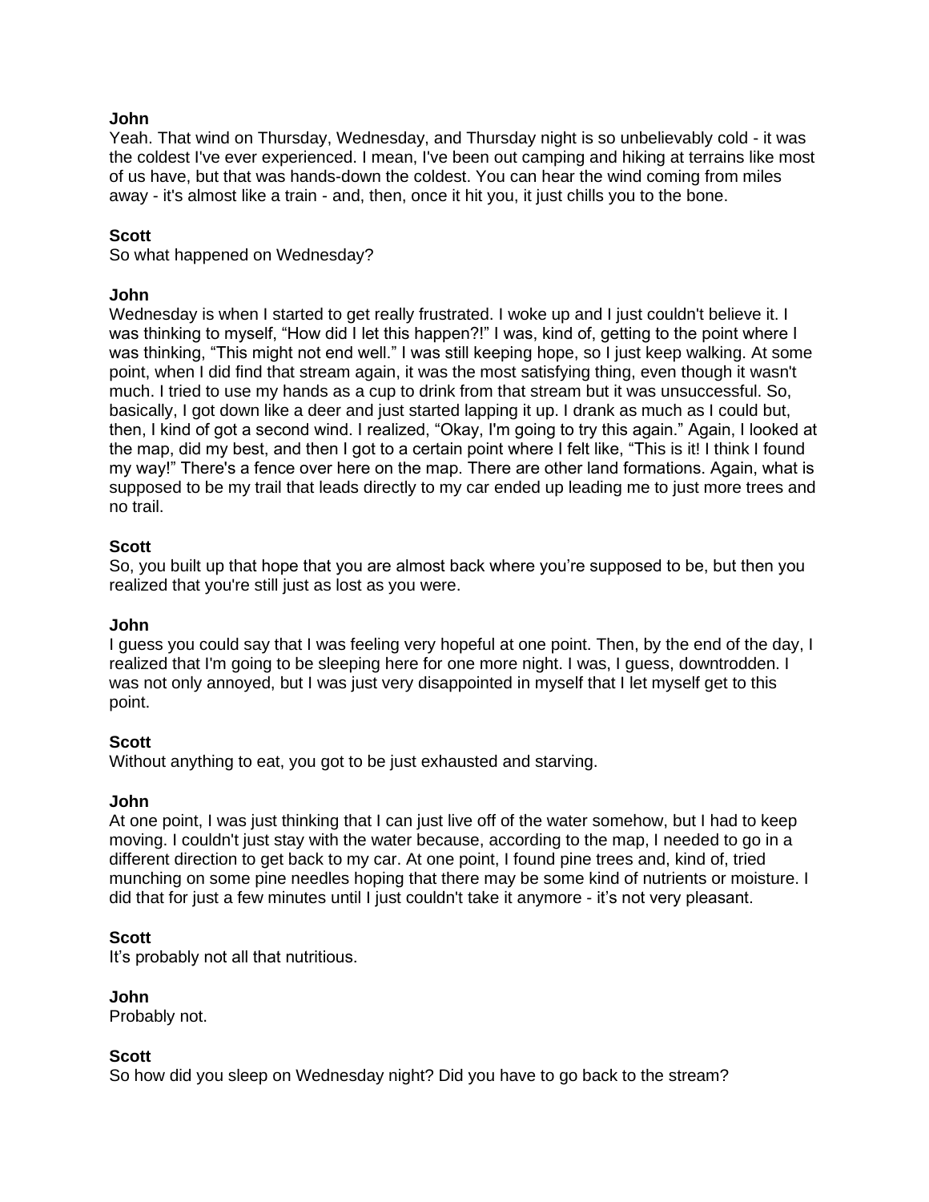**John**
Yeah. That wind on Thursday, Wednesday, and Thursday night is so unbelievably cold - it was the coldest I've ever experienced. I mean, I've been out camping and hiking at terrains like most of us have, but that was hands-down the coldest. You can hear the wind coming from miles away - it's almost like a train - and, then, once it hit you, it just chills you to the bone.

**Scott**
So what happened on Wednesday?

**John**
Wednesday is when I started to get really frustrated. I woke up and I just couldn't believe it. I was thinking to myself, "How did I let this happen?!" I was, kind of, getting to the point where I was thinking, "This might not end well." I was still keeping hope, so I just keep walking. At some point, when I did find that stream again, it was the most satisfying thing, even though it wasn't much. I tried to use my hands as a cup to drink from that stream but it was unsuccessful. So, basically, I got down like a deer and just started lapping it up. I drank as much as I could but, then, I kind of got a second wind. I realized, "Okay, I'm going to try this again." Again, I looked at the map, did my best, and then I got to a certain point where I felt like, "This is it! I think I found my way!" There's a fence over here on the map. There are other land formations. Again, what is supposed to be my trail that leads directly to my car ended up leading me to just more trees and no trail.

**Scott**
So, you built up that hope that you are almost back where you're supposed to be, but then you realized that you're still just as lost as you were.

**John**
I guess you could say that I was feeling very hopeful at one point. Then, by the end of the day, I realized that I'm going to be sleeping here for one more night. I was, I guess, downtrodden. I was not only annoyed, but I was just very disappointed in myself that I let myself get to this point.

**Scott**
Without anything to eat, you got to be just exhausted and starving.

**John**
At one point, I was just thinking that I can just live off of the water somehow, but I had to keep moving. I couldn't just stay with the water because, according to the map, I needed to go in a different direction to get back to my car. At one point, I found pine trees and, kind of, tried munching on some pine needles hoping that there may be some kind of nutrients or moisture. I did that for just a few minutes until I just couldn't take it anymore - it's not very pleasant.

**Scott**
It's probably not all that nutritious.

**John**
Probably not.

**Scott**
So how did you sleep on Wednesday night? Did you have to go back to the stream?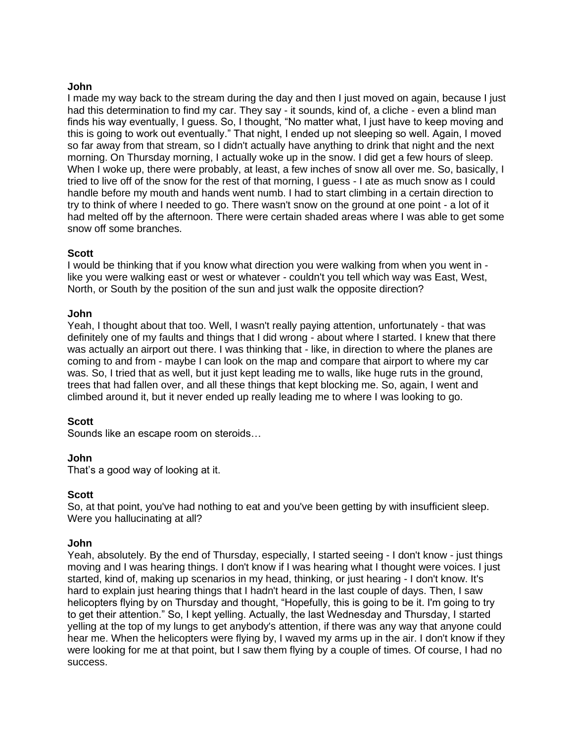**John**
I made my way back to the stream during the day and then I just moved on again, because I just had this determination to find my car. They say - it sounds, kind of, a cliche - even a blind man finds his way eventually, I guess. So, I thought, "No matter what, I just have to keep moving and this is going to work out eventually." That night, I ended up not sleeping so well. Again, I moved so far away from that stream, so I didn't actually have anything to drink that night and the next morning. On Thursday morning, I actually woke up in the snow. I did get a few hours of sleep. When I woke up, there were probably, at least, a few inches of snow all over me. So, basically, I tried to live off of the snow for the rest of that morning, I guess - I ate as much snow as I could handle before my mouth and hands went numb. I had to start climbing in a certain direction to try to think of where I needed to go. There wasn't snow on the ground at one point - a lot of it had melted off by the afternoon. There were certain shaded areas where I was able to get some snow off some branches.

**Scott**
I would be thinking that if you know what direction you were walking from when you went in - like you were walking east or west or whatever - couldn't you tell which way was East, West, North, or South by the position of the sun and just walk the opposite direction?

**John**
Yeah, I thought about that too. Well, I wasn't really paying attention, unfortunately - that was definitely one of my faults and things that I did wrong - about where I started. I knew that there was actually an airport out there. I was thinking that - like, in direction to where the planes are coming to and from - maybe I can look on the map and compare that airport to where my car was. So, I tried that as well, but it just kept leading me to walls, like huge ruts in the ground, trees that had fallen over, and all these things that kept blocking me. So, again, I went and climbed around it, but it never ended up really leading me to where I was looking to go.

**Scott**
Sounds like an escape room on steroids…

**John**
That's a good way of looking at it.

**Scott**
So, at that point, you've had nothing to eat and you've been getting by with insufficient sleep. Were you hallucinating at all?

**John**
Yeah, absolutely. By the end of Thursday, especially, I started seeing - I don't know - just things moving and I was hearing things. I don't know if I was hearing what I thought were voices. I just started, kind of, making up scenarios in my head, thinking, or just hearing - I don't know. It's hard to explain just hearing things that I hadn't heard in the last couple of days. Then, I saw helicopters flying by on Thursday and thought, "Hopefully, this is going to be it. I'm going to try to get their attention." So, I kept yelling. Actually, the last Wednesday and Thursday, I started yelling at the top of my lungs to get anybody's attention, if there was any way that anyone could hear me. When the helicopters were flying by, I waved my arms up in the air. I don't know if they were looking for me at that point, but I saw them flying by a couple of times. Of course, I had no success.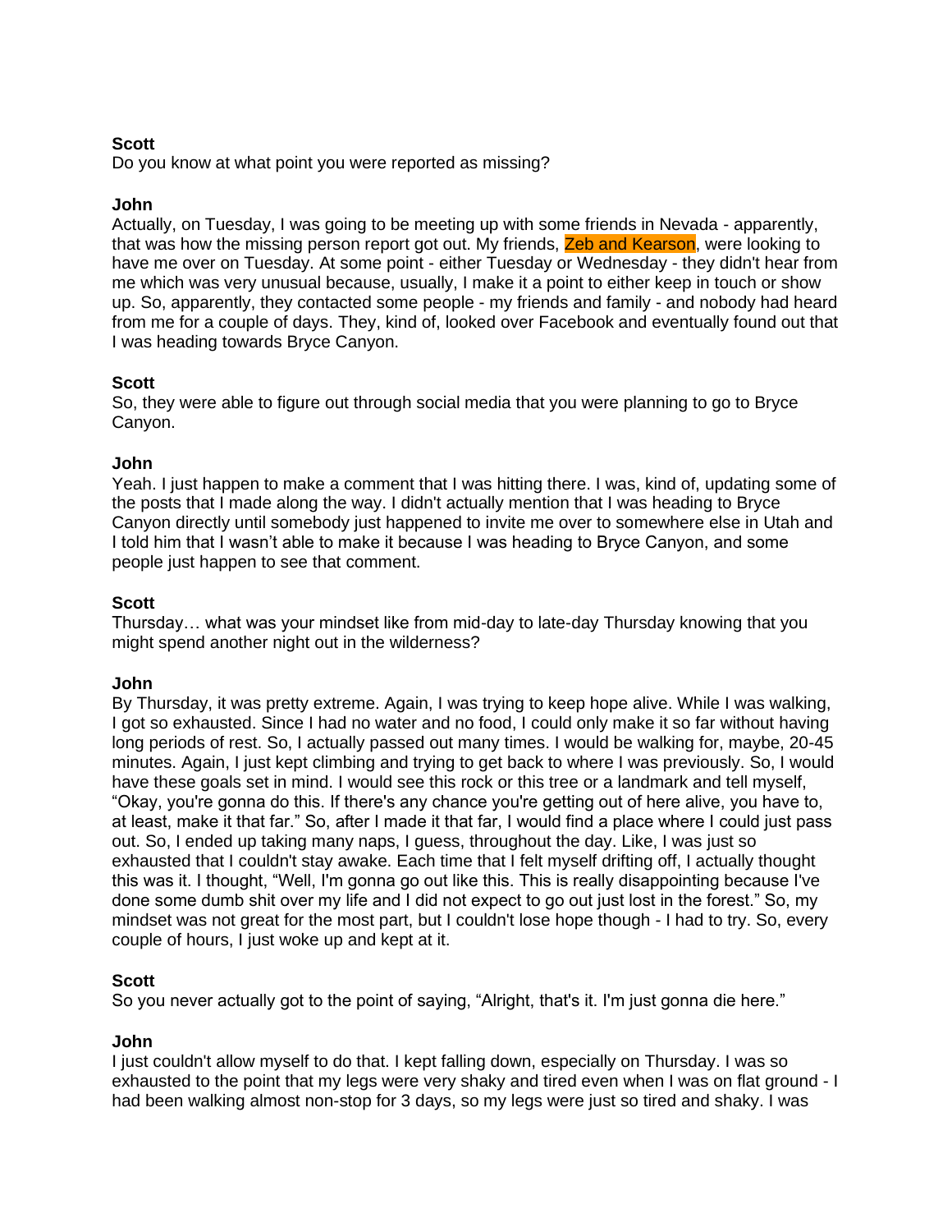**Scott**
Do you know at what point you were reported as missing?

**John**
Actually, on Tuesday, I was going to be meeting up with some friends in Nevada - apparently, that was how the missing person report got out. My friends, Zeb and Kearson, were looking to have me over on Tuesday. At some point - either Tuesday or Wednesday - they didn't hear from me which was very unusual because, usually, I make it a point to either keep in touch or show up. So, apparently, they contacted some people - my friends and family - and nobody had heard from me for a couple of days. They, kind of, looked over Facebook and eventually found out that I was heading towards Bryce Canyon.

**Scott**
So, they were able to figure out through social media that you were planning to go to Bryce Canyon.

**John**
Yeah. I just happen to make a comment that I was hitting there. I was, kind of, updating some of the posts that I made along the way. I didn't actually mention that I was heading to Bryce Canyon directly until somebody just happened to invite me over to somewhere else in Utah and I told him that I wasn't able to make it because I was heading to Bryce Canyon, and some people just happen to see that comment.

**Scott**
Thursday… what was your mindset like from mid-day to late-day Thursday knowing that you might spend another night out in the wilderness?

**John**
By Thursday, it was pretty extreme. Again, I was trying to keep hope alive. While I was walking, I got so exhausted. Since I had no water and no food, I could only make it so far without having long periods of rest. So, I actually passed out many times. I would be walking for, maybe, 20-45 minutes. Again, I just kept climbing and trying to get back to where I was previously. So, I would have these goals set in mind. I would see this rock or this tree or a landmark and tell myself, "Okay, you're gonna do this. If there's any chance you're getting out of here alive, you have to, at least, make it that far." So, after I made it that far, I would find a place where I could just pass out. So, I ended up taking many naps, I guess, throughout the day. Like, I was just so exhausted that I couldn't stay awake. Each time that I felt myself drifting off, I actually thought this was it. I thought, "Well, I'm gonna go out like this. This is really disappointing because I've done some dumb shit over my life and I did not expect to go out just lost in the forest." So, my mindset was not great for the most part, but I couldn't lose hope though - I had to try. So, every couple of hours, I just woke up and kept at it.

**Scott**
So you never actually got to the point of saying, "Alright, that's it. I'm just gonna die here."

**John**
I just couldn't allow myself to do that. I kept falling down, especially on Thursday. I was so exhausted to the point that my legs were very shaky and tired even when I was on flat ground - I had been walking almost non-stop for 3 days, so my legs were just so tired and shaky. I was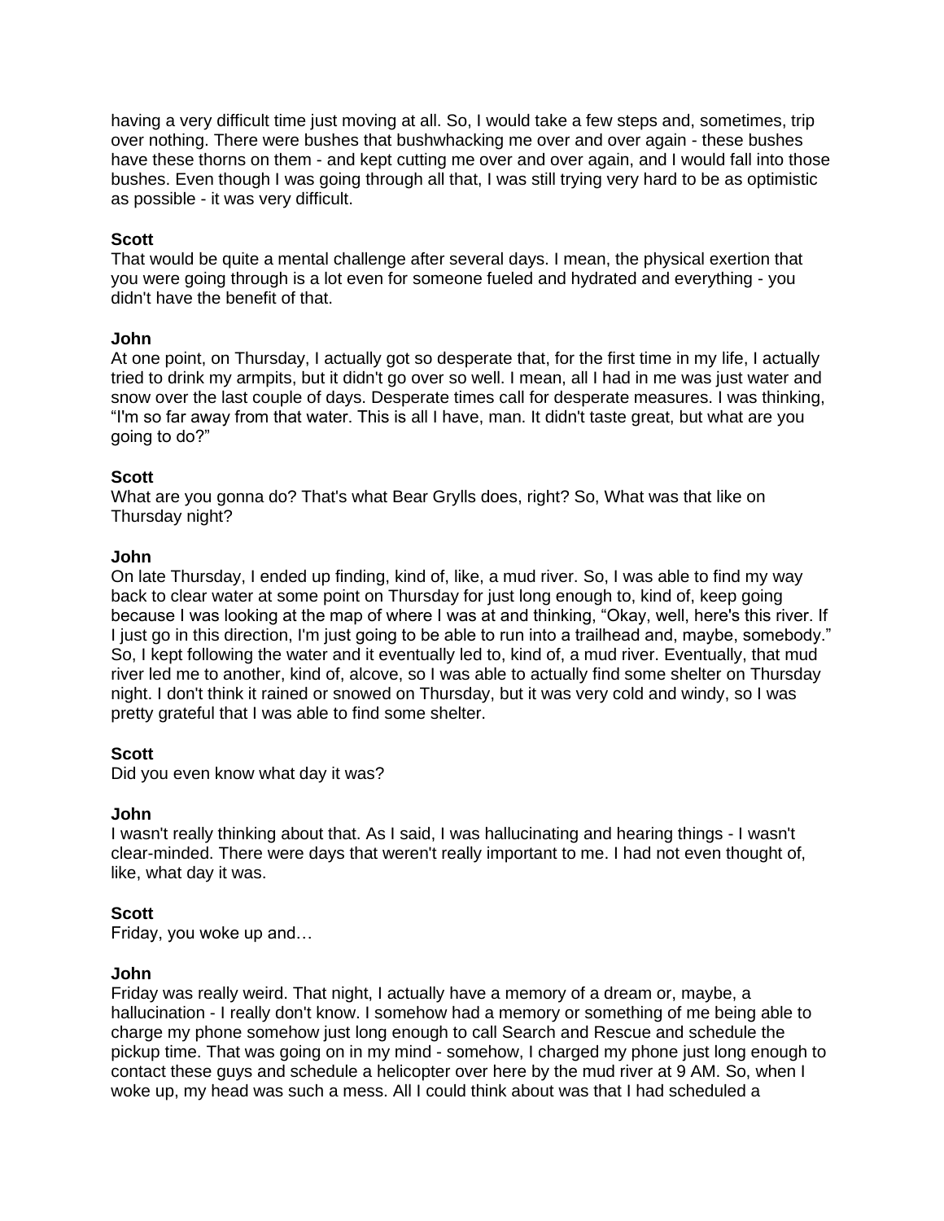having a very difficult time just moving at all. So, I would take a few steps and, sometimes, trip over nothing. There were bushes that bushwhacking me over and over again - these bushes have these thorns on them - and kept cutting me over and over again, and I would fall into those bushes. Even though I was going through all that, I was still trying very hard to be as optimistic as possible - it was very difficult.

**Scott**
That would be quite a mental challenge after several days. I mean, the physical exertion that you were going through is a lot even for someone fueled and hydrated and everything - you didn't have the benefit of that.

**John**
At one point, on Thursday, I actually got so desperate that, for the first time in my life, I actually tried to drink my armpits, but it didn't go over so well. I mean, all I had in me was just water and snow over the last couple of days. Desperate times call for desperate measures. I was thinking, "I'm so far away from that water. This is all I have, man. It didn't taste great, but what are you going to do?"

**Scott**
What are you gonna do? That's what Bear Grylls does, right? So, What was that like on Thursday night?

**John**
On late Thursday, I ended up finding, kind of, like, a mud river. So, I was able to find my way back to clear water at some point on Thursday for just long enough to, kind of, keep going because I was looking at the map of where I was at and thinking, "Okay, well, here's this river. If I just go in this direction, I'm just going to be able to run into a trailhead and, maybe, somebody." So, I kept following the water and it eventually led to, kind of, a mud river. Eventually, that mud river led me to another, kind of, alcove, so I was able to actually find some shelter on Thursday night. I don't think it rained or snowed on Thursday, but it was very cold and windy, so I was pretty grateful that I was able to find some shelter.

**Scott**
Did you even know what day it was?

**John**
I wasn't really thinking about that. As I said, I was hallucinating and hearing things - I wasn't clear-minded. There were days that weren't really important to me. I had not even thought of, like, what day it was.

**Scott**
Friday, you woke up and…

**John**
Friday was really weird. That night, I actually have a memory of a dream or, maybe, a hallucination - I really don't know. I somehow had a memory or something of me being able to charge my phone somehow just long enough to call Search and Rescue and schedule the pickup time. That was going on in my mind - somehow, I charged my phone just long enough to contact these guys and schedule a helicopter over here by the mud river at 9 AM. So, when I woke up, my head was such a mess. All I could think about was that I had scheduled a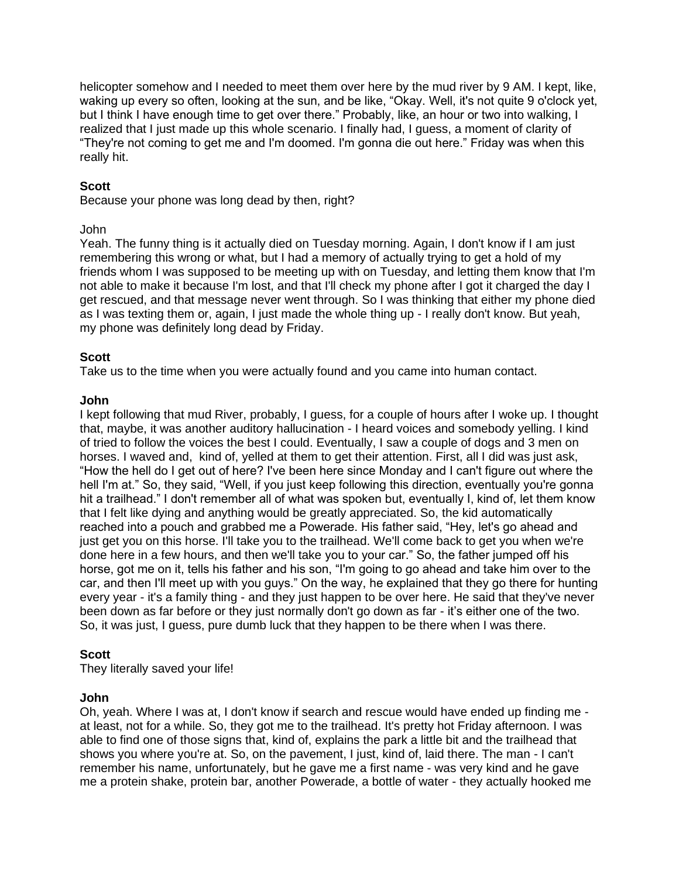helicopter somehow and I needed to meet them over here by the mud river by 9 AM. I kept, like, waking up every so often, looking at the sun, and be like, "Okay. Well, it's not quite 9 o'clock yet, but I think I have enough time to get over there." Probably, like, an hour or two into walking, I realized that I just made up this whole scenario. I finally had, I guess, a moment of clarity of "They're not coming to get me and I'm doomed. I'm gonna die out here." Friday was when this really hit.

**Scott**
Because your phone was long dead by then, right?

John
Yeah. The funny thing is it actually died on Tuesday morning. Again, I don't know if I am just remembering this wrong or what, but I had a memory of actually trying to get a hold of my friends whom I was supposed to be meeting up with on Tuesday, and letting them know that I'm not able to make it because I'm lost, and that I'll check my phone after I got it charged the day I get rescued, and that message never went through. So I was thinking that either my phone died as I was texting them or, again, I just made the whole thing up - I really don't know. But yeah, my phone was definitely long dead by Friday.

**Scott**
Take us to the time when you were actually found and you came into human contact.

**John**
I kept following that mud River, probably, I guess, for a couple of hours after I woke up. I thought that, maybe, it was another auditory hallucination - I heard voices and somebody yelling. I kind of tried to follow the voices the best I could. Eventually, I saw a couple of dogs and 3 men on horses. I waved and, kind of, yelled at them to get their attention. First, all I did was just ask, "How the hell do I get out of here? I've been here since Monday and I can't figure out where the hell I'm at." So, they said, "Well, if you just keep following this direction, eventually you're gonna hit a trailhead." I don't remember all of what was spoken but, eventually I, kind of, let them know that I felt like dying and anything would be greatly appreciated. So, the kid automatically reached into a pouch and grabbed me a Powerade. His father said, "Hey, let's go ahead and just get you on this horse. I'll take you to the trailhead. We'll come back to get you when we're done here in a few hours, and then we'll take you to your car." So, the father jumped off his horse, got me on it, tells his father and his son, "I'm going to go ahead and take him over to the car, and then I'll meet up with you guys." On the way, he explained that they go there for hunting every year - it's a family thing - and they just happen to be over here. He said that they've never been down as far before or they just normally don't go down as far - it's either one of the two. So, it was just, I guess, pure dumb luck that they happen to be there when I was there.

**Scott**
They literally saved your life!

**John**
Oh, yeah. Where I was at, I don't know if search and rescue would have ended up finding me - at least, not for a while. So, they got me to the trailhead. It's pretty hot Friday afternoon. I was able to find one of those signs that, kind of, explains the park a little bit and the trailhead that shows you where you're at. So, on the pavement, I just, kind of, laid there. The man - I can't remember his name, unfortunately, but he gave me a first name - was very kind and he gave me a protein shake, protein bar, another Powerade, a bottle of water - they actually hooked me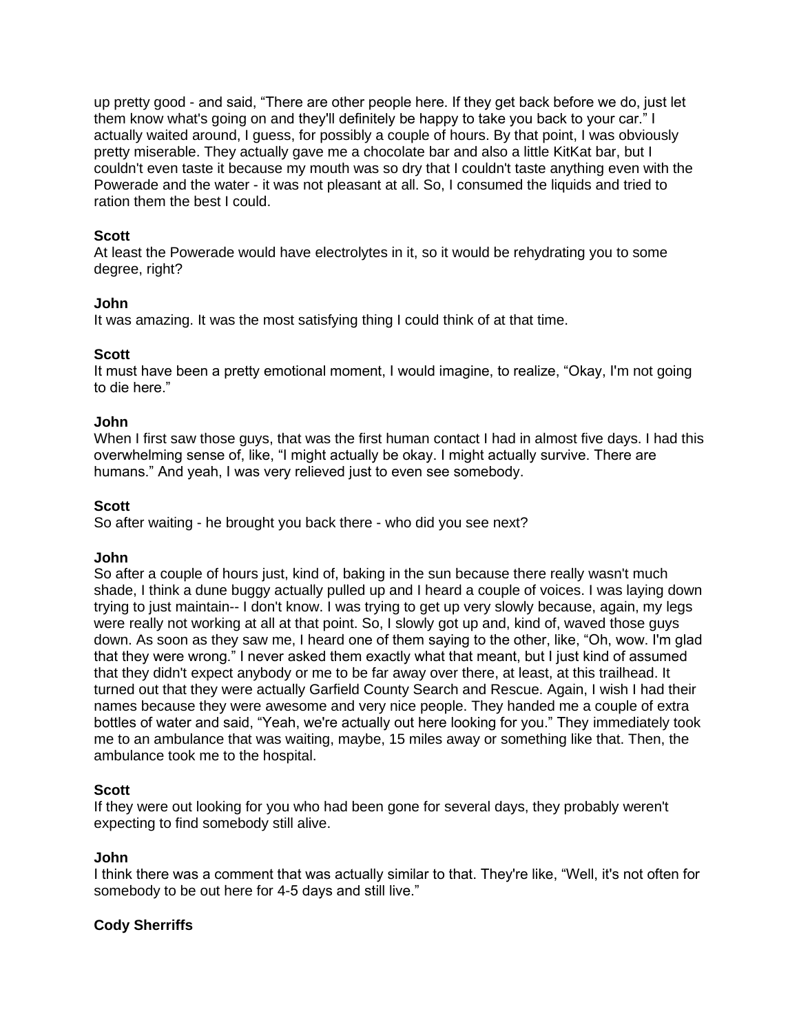up pretty good - and said, "There are other people here. If they get back before we do, just let them know what's going on and they'll definitely be happy to take you back to your car." I actually waited around, I guess, for possibly a couple of hours. By that point, I was obviously pretty miserable. They actually gave me a chocolate bar and also a little KitKat bar, but I couldn't even taste it because my mouth was so dry that I couldn't taste anything even with the Powerade and the water - it was not pleasant at all. So, I consumed the liquids and tried to ration them the best I could.

**Scott**
At least the Powerade would have electrolytes in it, so it would be rehydrating you to some degree, right?

**John**
It was amazing. It was the most satisfying thing I could think of at that time.

**Scott**
It must have been a pretty emotional moment, I would imagine, to realize, "Okay, I'm not going to die here."

**John**
When I first saw those guys, that was the first human contact I had in almost five days. I had this overwhelming sense of, like, "I might actually be okay. I might actually survive. There are humans." And yeah, I was very relieved just to even see somebody.

**Scott**
So after waiting - he brought you back there - who did you see next?

**John**
So after a couple of hours just, kind of, baking in the sun because there really wasn't much shade, I think a dune buggy actually pulled up and I heard a couple of voices. I was laying down trying to just maintain-- I don't know. I was trying to get up very slowly because, again, my legs were really not working at all at that point. So, I slowly got up and, kind of, waved those guys down. As soon as they saw me, I heard one of them saying to the other, like, "Oh, wow. I'm glad that they were wrong." I never asked them exactly what that meant, but I just kind of assumed that they didn't expect anybody or me to be far away over there, at least, at this trailhead. It turned out that they were actually Garfield County Search and Rescue. Again, I wish I had their names because they were awesome and very nice people. They handed me a couple of extra bottles of water and said, "Yeah, we're actually out here looking for you." They immediately took me to an ambulance that was waiting, maybe, 15 miles away or something like that. Then, the ambulance took me to the hospital.

**Scott**
If they were out looking for you who had been gone for several days, they probably weren't expecting to find somebody still alive.

**John**
I think there was a comment that was actually similar to that. They're like, "Well, it's not often for somebody to be out here for 4-5 days and still live."

**Cody Sherriffs**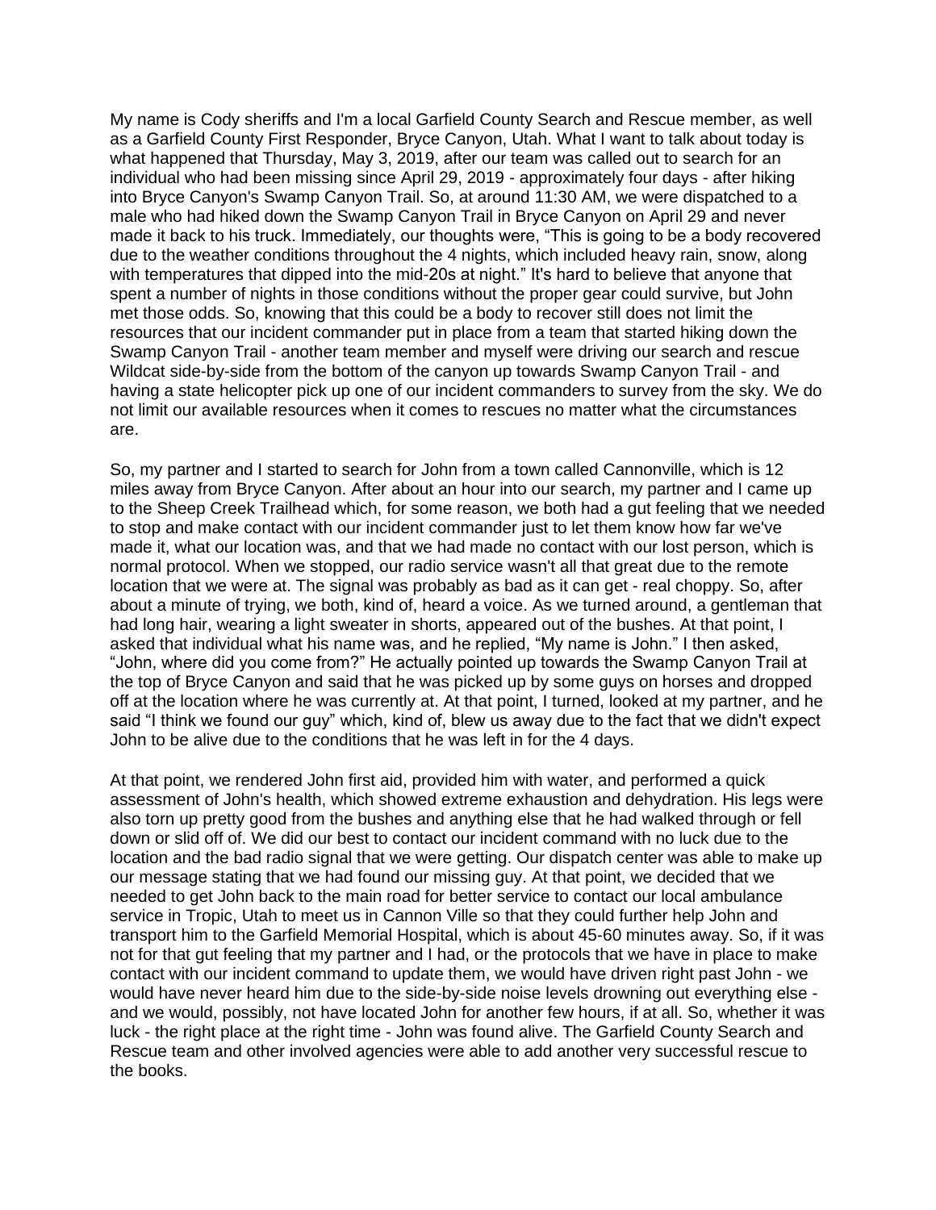My name is Cody sheriffs and I'm a local Garfield County Search and Rescue member, as well as a Garfield County First Responder, Bryce Canyon, Utah. What I want to talk about today is what happened that Thursday, May 3, 2019, after our team was called out to search for an individual who had been missing since April 29, 2019 - approximately four days - after hiking into Bryce Canyon's Swamp Canyon Trail. So, at around 11:30 AM, we were dispatched to a male who had hiked down the Swamp Canyon Trail in Bryce Canyon on April 29 and never made it back to his truck. Immediately, our thoughts were, "This is going to be a body recovered due to the weather conditions throughout the 4 nights, which included heavy rain, snow, along with temperatures that dipped into the mid-20s at night." It's hard to believe that anyone that spent a number of nights in those conditions without the proper gear could survive, but John met those odds. So, knowing that this could be a body to recover still does not limit the resources that our incident commander put in place from a team that started hiking down the Swamp Canyon Trail - another team member and myself were driving our search and rescue Wildcat side-by-side from the bottom of the canyon up towards Swamp Canyon Trail - and having a state helicopter pick up one of our incident commanders to survey from the sky. We do not limit our available resources when it comes to rescues no matter what the circumstances are.

So, my partner and I started to search for John from a town called Cannonville, which is 12 miles away from Bryce Canyon. After about an hour into our search, my partner and I came up to the Sheep Creek Trailhead which, for some reason, we both had a gut feeling that we needed to stop and make contact with our incident commander just to let them know how far we've made it, what our location was, and that we had made no contact with our lost person, which is normal protocol. When we stopped, our radio service wasn't all that great due to the remote location that we were at. The signal was probably as bad as it can get - real choppy. So, after about a minute of trying, we both, kind of, heard a voice. As we turned around, a gentleman that had long hair, wearing a light sweater in shorts, appeared out of the bushes. At that point, I asked that individual what his name was, and he replied, "My name is John." I then asked, "John, where did you come from?" He actually pointed up towards the Swamp Canyon Trail at the top of Bryce Canyon and said that he was picked up by some guys on horses and dropped off at the location where he was currently at. At that point, I turned, looked at my partner, and he said "I think we found our guy" which, kind of, blew us away due to the fact that we didn't expect John to be alive due to the conditions that he was left in for the 4 days.

At that point, we rendered John first aid, provided him with water, and performed a quick assessment of John's health, which showed extreme exhaustion and dehydration. His legs were also torn up pretty good from the bushes and anything else that he had walked through or fell down or slid off of. We did our best to contact our incident command with no luck due to the location and the bad radio signal that we were getting. Our dispatch center was able to make up our message stating that we had found our missing guy. At that point, we decided that we needed to get John back to the main road for better service to contact our local ambulance service in Tropic, Utah to meet us in Cannon Ville so that they could further help John and transport him to the Garfield Memorial Hospital, which is about 45-60 minutes away. So, if it was not for that gut feeling that my partner and I had, or the protocols that we have in place to make contact with our incident command to update them, we would have driven right past John - we would have never heard him due to the side-by-side noise levels drowning out everything else - and we would, possibly, not have located John for another few hours, if at all. So, whether it was luck - the right place at the right time - John was found alive. The Garfield County Search and Rescue team and other involved agencies were able to add another very successful rescue to the books.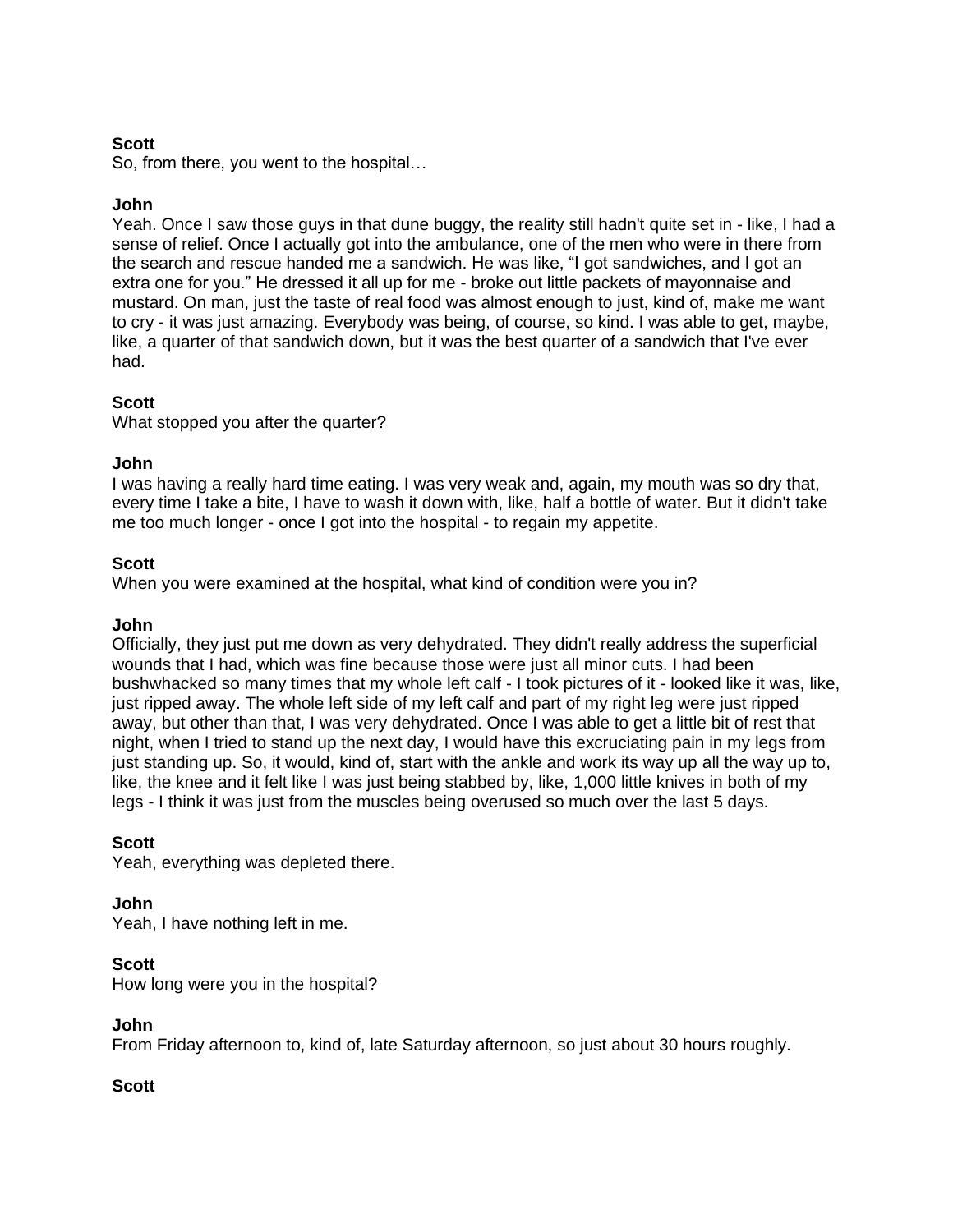**Scott**
So, from there, you went to the hospital…

**John**
Yeah. Once I saw those guys in that dune buggy, the reality still hadn't quite set in - like, I had a sense of relief. Once I actually got into the ambulance, one of the men who were in there from the search and rescue handed me a sandwich. He was like, "I got sandwiches, and I got an extra one for you." He dressed it all up for me - broke out little packets of mayonnaise and mustard. On man, just the taste of real food was almost enough to just, kind of, make me want to cry - it was just amazing. Everybody was being, of course, so kind. I was able to get, maybe, like, a quarter of that sandwich down, but it was the best quarter of a sandwich that I've ever had.

**Scott**
What stopped you after the quarter?

**John**
I was having a really hard time eating. I was very weak and, again, my mouth was so dry that, every time I take a bite, I have to wash it down with, like, half a bottle of water. But it didn't take me too much longer - once I got into the hospital - to regain my appetite.

**Scott**
When you were examined at the hospital, what kind of condition were you in?

**John**
Officially, they just put me down as very dehydrated. They didn't really address the superficial wounds that I had, which was fine because those were just all minor cuts. I had been bushwhacked so many times that my whole left calf - I took pictures of it - looked like it was, like, just ripped away. The whole left side of my left calf and part of my right leg were just ripped away, but other than that, I was very dehydrated. Once I was able to get a little bit of rest that night, when I tried to stand up the next day, I would have this excruciating pain in my legs from just standing up. So, it would, kind of, start with the ankle and work its way up all the way up to, like, the knee and it felt like I was just being stabbed by, like, 1,000 little knives in both of my legs - I think it was just from the muscles being overused so much over the last 5 days.

**Scott**
Yeah, everything was depleted there.

**John**
Yeah, I have nothing left in me.

**Scott**
How long were you in the hospital?

**John**
From Friday afternoon to, kind of, late Saturday afternoon, so just about 30 hours roughly.

**Scott**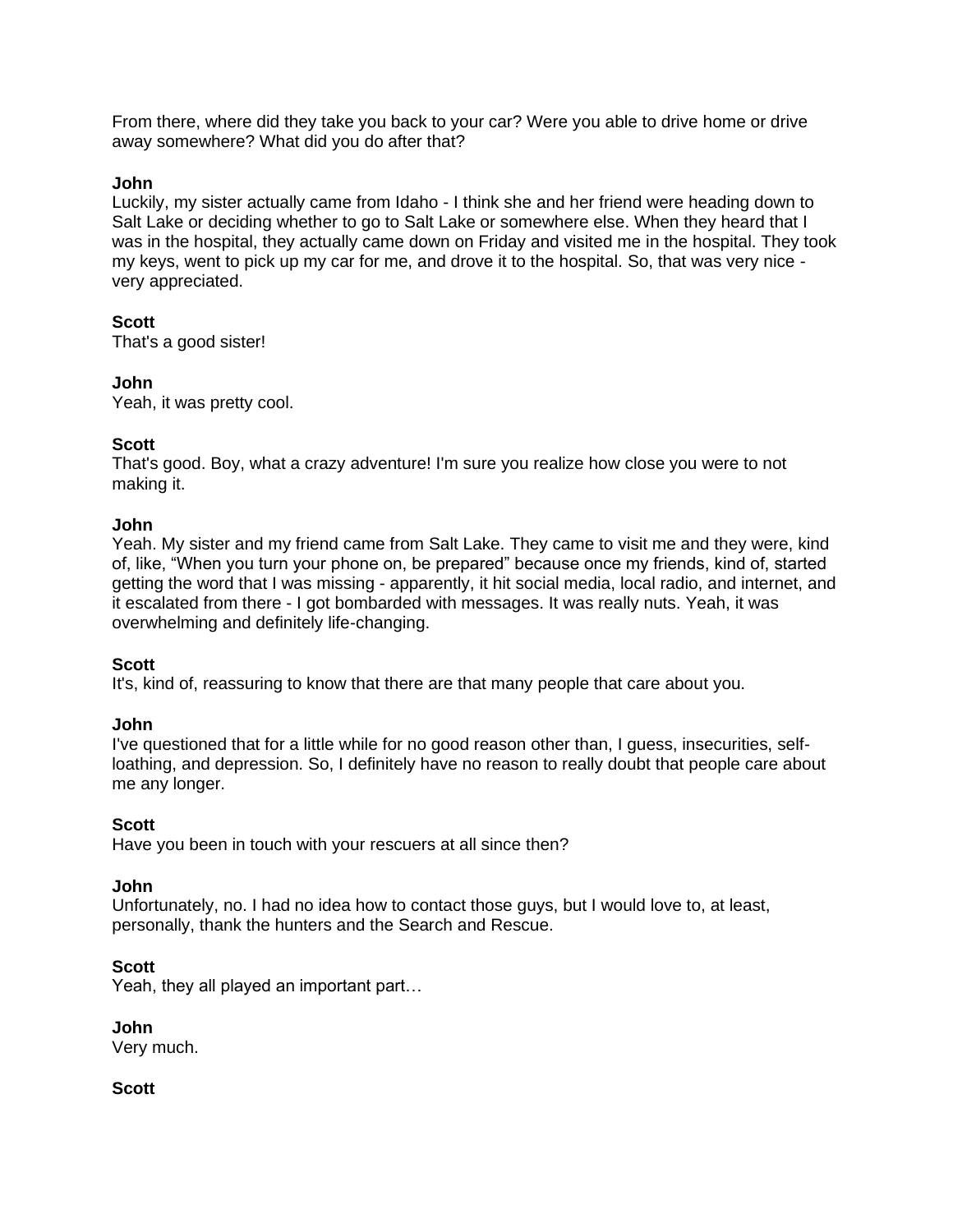From there, where did they take you back to your car? Were you able to drive home or drive away somewhere? What did you do after that?

**John**
Luckily, my sister actually came from Idaho - I think she and her friend were heading down to Salt Lake or deciding whether to go to Salt Lake or somewhere else. When they heard that I was in the hospital, they actually came down on Friday and visited me in the hospital. They took my keys, went to pick up my car for me, and drove it to the hospital. So, that was very nice - very appreciated.

**Scott**
That's a good sister!

**John**
Yeah, it was pretty cool.

**Scott**
That's good. Boy, what a crazy adventure! I'm sure you realize how close you were to not making it.

**John**
Yeah. My sister and my friend came from Salt Lake. They came to visit me and they were, kind of, like, "When you turn your phone on, be prepared" because once my friends, kind of, started getting the word that I was missing - apparently, it hit social media, local radio, and internet, and it escalated from there - I got bombarded with messages. It was really nuts. Yeah, it was overwhelming and definitely life-changing.

**Scott**
It's, kind of, reassuring to know that there are that many people that care about you.

**John**
I've questioned that for a little while for no good reason other than, I guess, insecurities, self-loathing, and depression. So, I definitely have no reason to really doubt that people care about me any longer.

**Scott**
Have you been in touch with your rescuers at all since then?

**John**
Unfortunately, no. I had no idea how to contact those guys, but I would love to, at least, personally, thank the hunters and the Search and Rescue.

**Scott**
Yeah, they all played an important part…

**John**
Very much.

**Scott**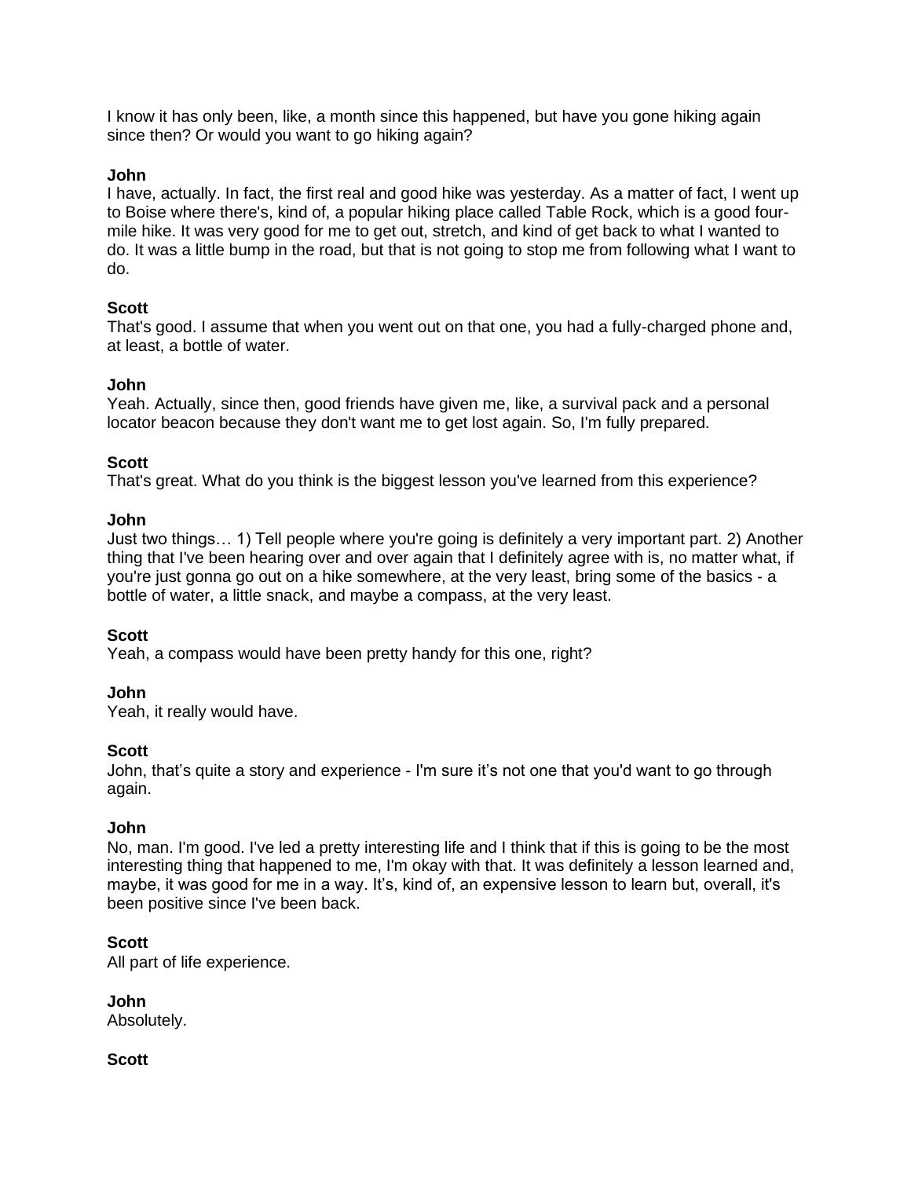I know it has only been, like, a month since this happened, but have you gone hiking again since then? Or would you want to go hiking again?

**John**
I have, actually. In fact, the first real and good hike was yesterday. As a matter of fact, I went up to Boise where there's, kind of, a popular hiking place called Table Rock, which is a good four-mile hike. It was very good for me to get out, stretch, and kind of get back to what I wanted to do. It was a little bump in the road, but that is not going to stop me from following what I want to do.

**Scott**
That's good. I assume that when you went out on that one, you had a fully-charged phone and, at least, a bottle of water.

**John**
Yeah. Actually, since then, good friends have given me, like, a survival pack and a personal locator beacon because they don't want me to get lost again. So, I'm fully prepared.

**Scott**
That's great. What do you think is the biggest lesson you've learned from this experience?

**John**
Just two things… 1) Tell people where you're going is definitely a very important part. 2) Another thing that I've been hearing over and over again that I definitely agree with is, no matter what, if you're just gonna go out on a hike somewhere, at the very least, bring some of the basics - a bottle of water, a little snack, and maybe a compass, at the very least.

**Scott**
Yeah, a compass would have been pretty handy for this one, right?

**John**
Yeah, it really would have.

**Scott**
John, that's quite a story and experience - I'm sure it's not one that you'd want to go through again.

**John**
No, man. I'm good. I've led a pretty interesting life and I think that if this is going to be the most interesting thing that happened to me, I'm okay with that. It was definitely a lesson learned and, maybe, it was good for me in a way. It's, kind of, an expensive lesson to learn but, overall, it's been positive since I've been back.

**Scott**
All part of life experience.

**John**
Absolutely.

**Scott**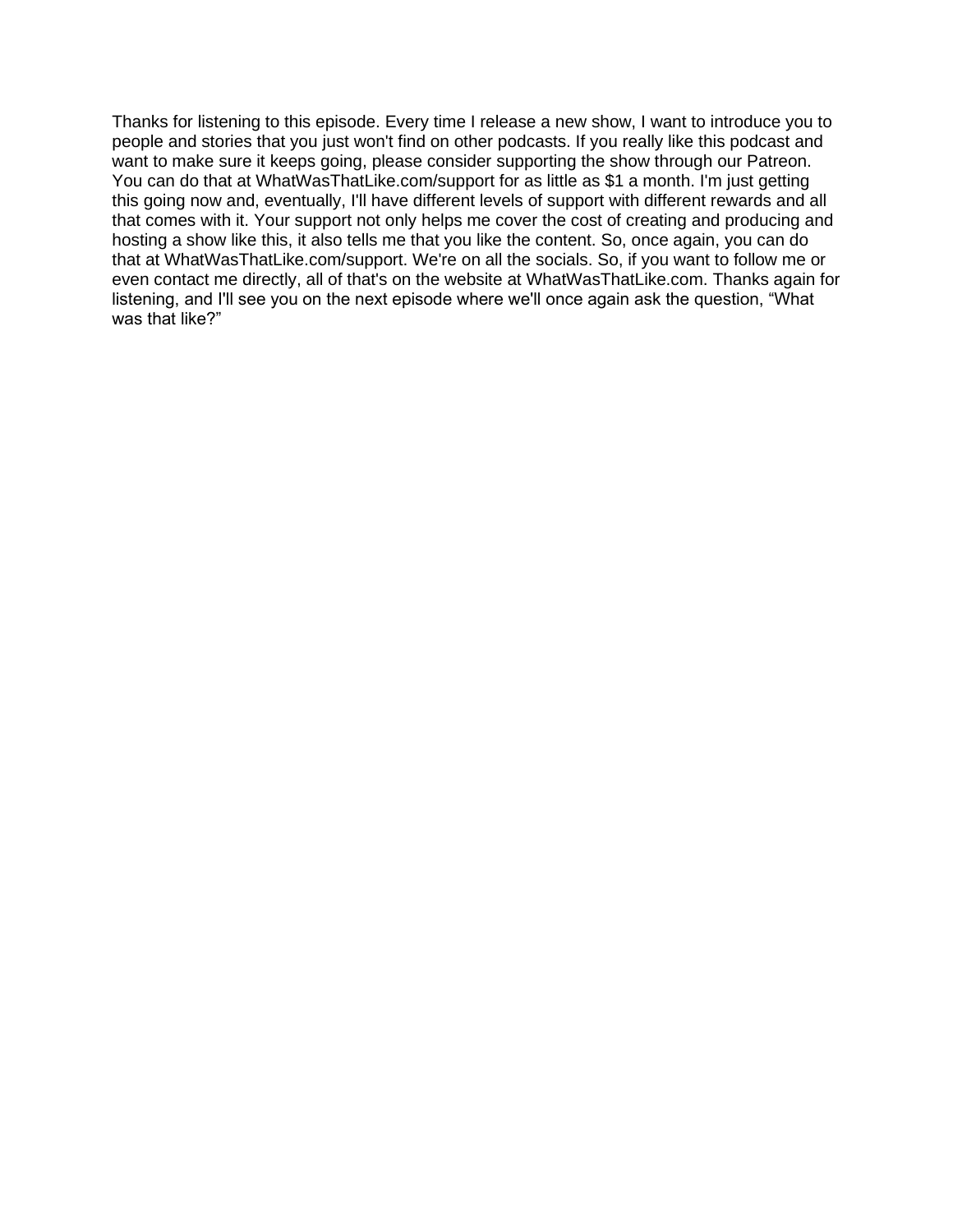Thanks for listening to this episode. Every time I release a new show, I want to introduce you to people and stories that you just won't find on other podcasts. If you really like this podcast and want to make sure it keeps going, please consider supporting the show through our Patreon. You can do that at WhatWasThatLike.com/support for as little as $1 a month. I'm just getting this going now and, eventually, I'll have different levels of support with different rewards and all that comes with it. Your support not only helps me cover the cost of creating and producing and hosting a show like this, it also tells me that you like the content. So, once again, you can do that at WhatWasThatLike.com/support. We're on all the socials. So, if you want to follow me or even contact me directly, all of that's on the website at WhatWasThatLike.com. Thanks again for listening, and I'll see you on the next episode where we'll once again ask the question, "What was that like?"